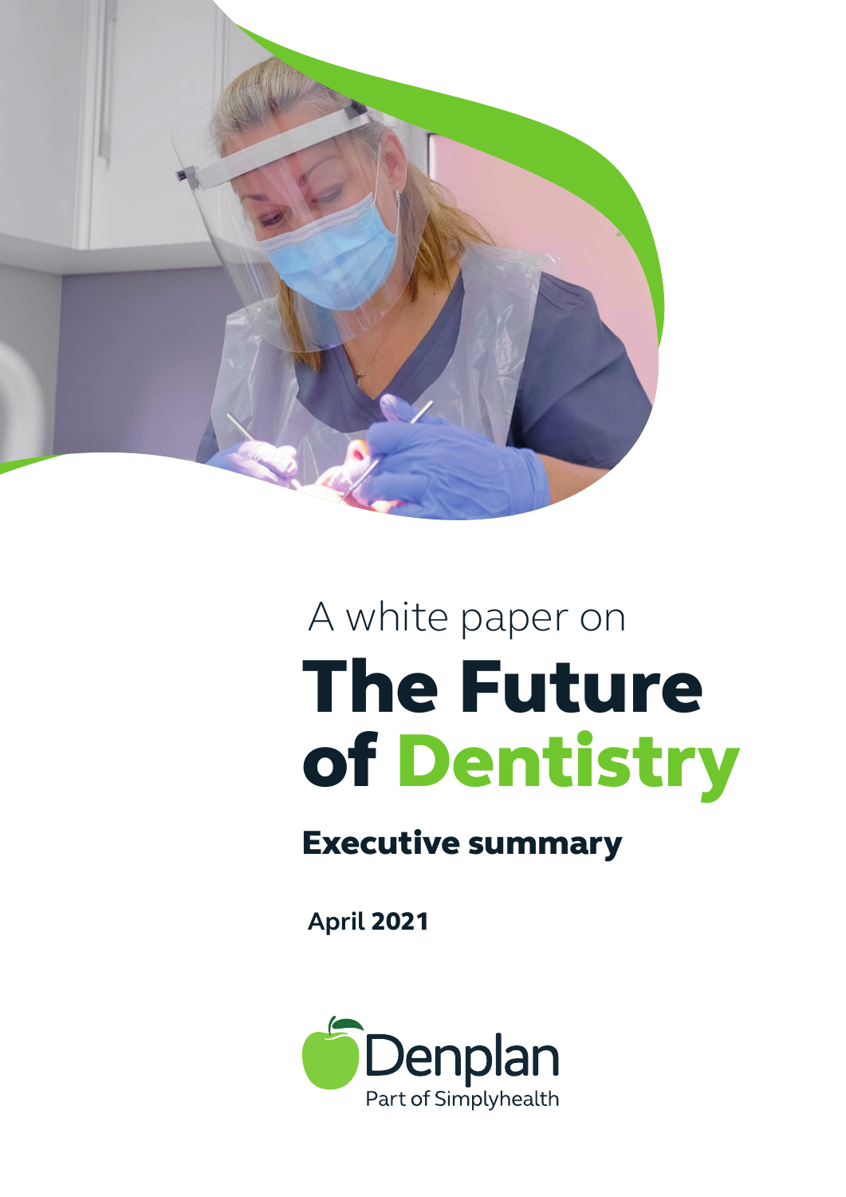A white paper on

# The Future of Dentistry

## Executive summary

**April 2021**

Denplan
Part of Simplyhealth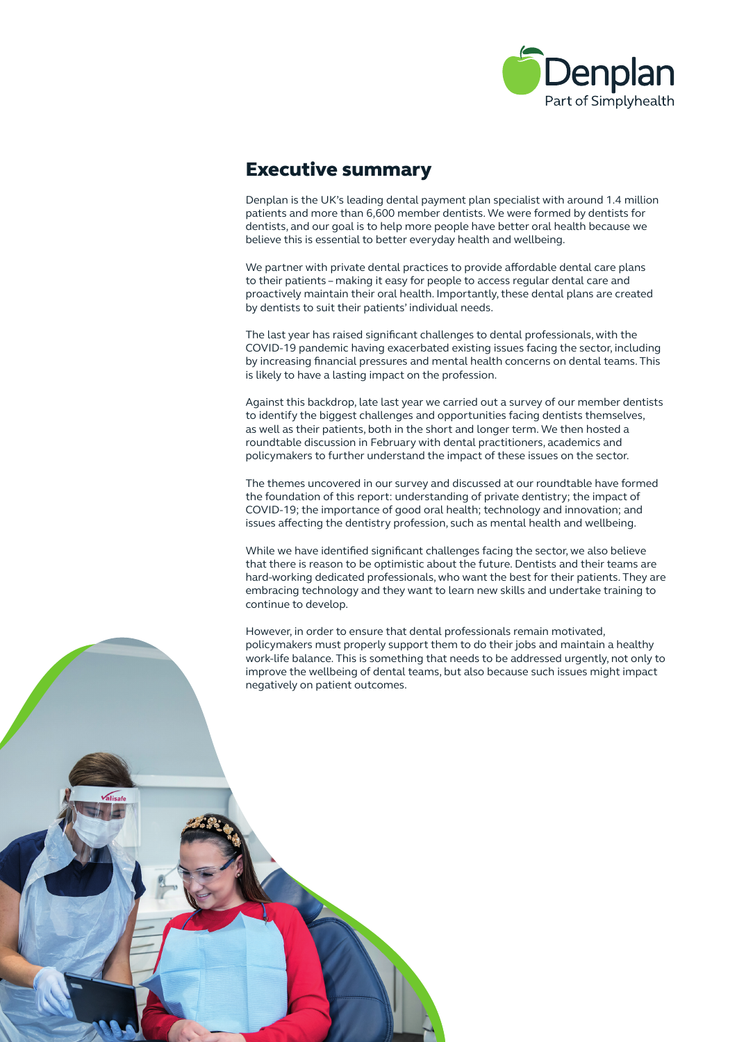# Executive summary

Denplan is the UK's leading dental payment plan specialist with around 1.4 million patients and more than 6,600 member dentists. We were formed by dentists for dentists, and our goal is to help more people have better oral health because we believe this is essential to better everyday health and wellbeing.

We partner with private dental practices to provide affordable dental care plans to their patients – making it easy for people to access regular dental care and proactively maintain their oral health. Importantly, these dental plans are created by dentists to suit their patients' individual needs.

The last year has raised significant challenges to dental professionals, with the COVID-19 pandemic having exacerbated existing issues facing the sector, including by increasing financial pressures and mental health concerns on dental teams. This is likely to have a lasting impact on the profession.

Against this backdrop, late last year we carried out a survey of our member dentists to identify the biggest challenges and opportunities facing dentists themselves, as well as their patients, both in the short and longer term. We then hosted a roundtable discussion in February with dental practitioners, academics and policymakers to further understand the impact of these issues on the sector.

The themes uncovered in our survey and discussed at our roundtable have formed the foundation of this report: understanding of private dentistry; the impact of COVID-19; the importance of good oral health; technology and innovation; and issues affecting the dentistry profession, such as mental health and wellbeing.

While we have identified significant challenges facing the sector, we also believe that there is reason to be optimistic about the future. Dentists and their teams are hard-working dedicated professionals, who want the best for their patients. They are embracing technology and they want to learn new skills and undertake training to continue to develop.

However, in order to ensure that dental professionals remain motivated, policymakers must properly support them to do their jobs and maintain a healthy work-life balance. This is something that needs to be addressed urgently, not only to improve the wellbeing of dental teams, but also because such issues might impact negatively on patient outcomes.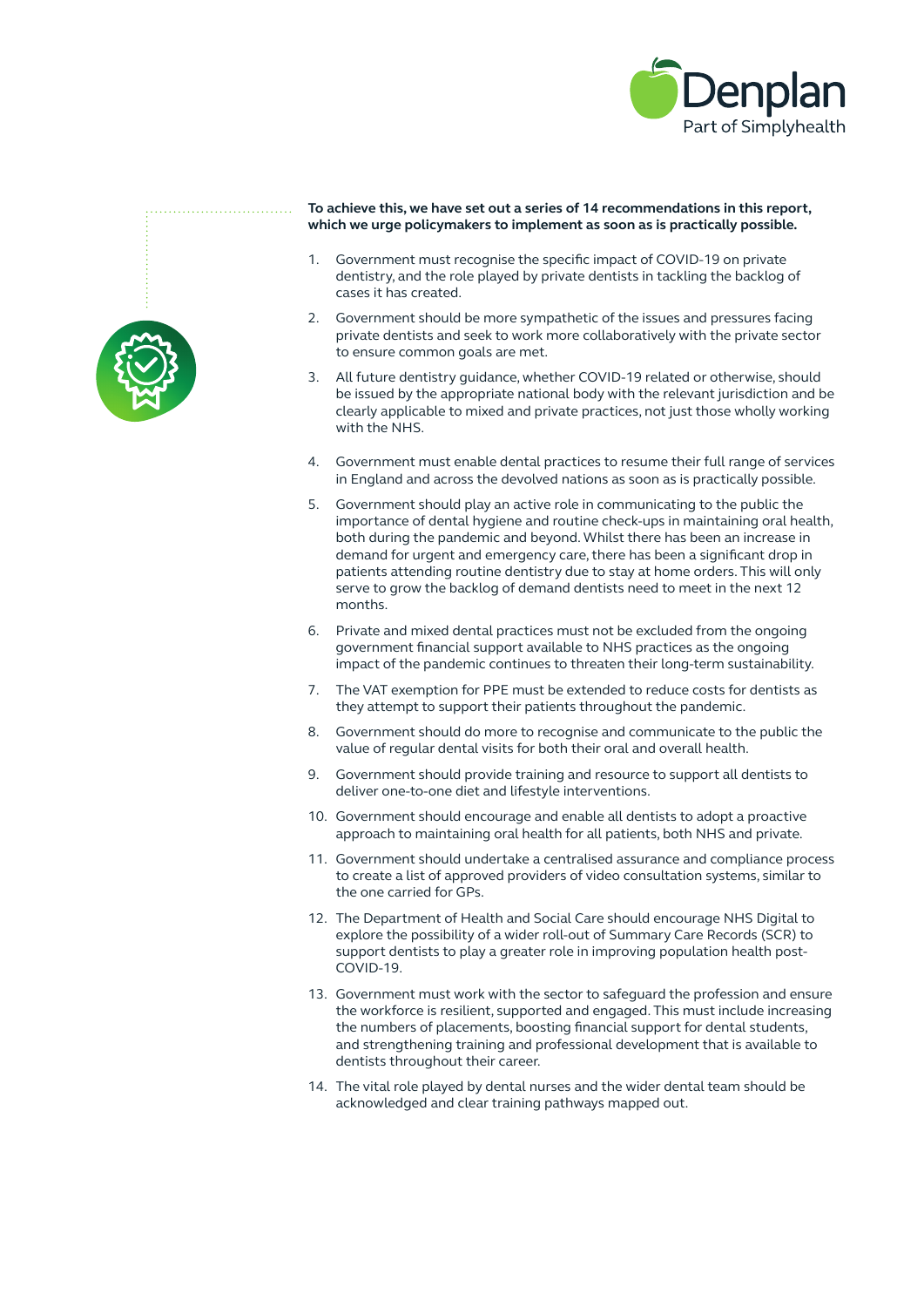**To achieve this, we have set out a series of 14 recommendations in this report, which we urge policymakers to implement as soon as is practically possible.**

1. Government must recognise the specific impact of COVID-19 on private dentistry, and the role played by private dentists in tackling the backlog of cases it has created.
2. Government should be more sympathetic of the issues and pressures facing private dentists and seek to work more collaboratively with the private sector to ensure common goals are met.
3. All future dentistry guidance, whether COVID-19 related or otherwise, should be issued by the appropriate national body with the relevant jurisdiction and be clearly applicable to mixed and private practices, not just those wholly working with the NHS.
4. Government must enable dental practices to resume their full range of services in England and across the devolved nations as soon as is practically possible.
5. Government should play an active role in communicating to the public the importance of dental hygiene and routine check-ups in maintaining oral health, both during the pandemic and beyond. Whilst there has been an increase in demand for urgent and emergency care, there has been a significant drop in patients attending routine dentistry due to stay at home orders. This will only serve to grow the backlog of demand dentists need to meet in the next 12 months.
6. Private and mixed dental practices must not be excluded from the ongoing government financial support available to NHS practices as the ongoing impact of the pandemic continues to threaten their long-term sustainability.
7. The VAT exemption for PPE must be extended to reduce costs for dentists as they attempt to support their patients throughout the pandemic.
8. Government should do more to recognise and communicate to the public the value of regular dental visits for both their oral and overall health.
9. Government should provide training and resource to support all dentists to deliver one-to-one diet and lifestyle interventions.
10. Government should encourage and enable all dentists to adopt a proactive approach to maintaining oral health for all patients, both NHS and private.
11. Government should undertake a centralised assurance and compliance process to create a list of approved providers of video consultation systems, similar to the one carried for GPs.
12. The Department of Health and Social Care should encourage NHS Digital to explore the possibility of a wider roll-out of Summary Care Records (SCR) to support dentists to play a greater role in improving population health post-COVID-19.
13. Government must work with the sector to safeguard the profession and ensure the workforce is resilient, supported and engaged. This must include increasing the numbers of placements, boosting financial support for dental students, and strengthening training and professional development that is available to dentists throughout their career.
14. The vital role played by dental nurses and the wider dental team should be acknowledged and clear training pathways mapped out.